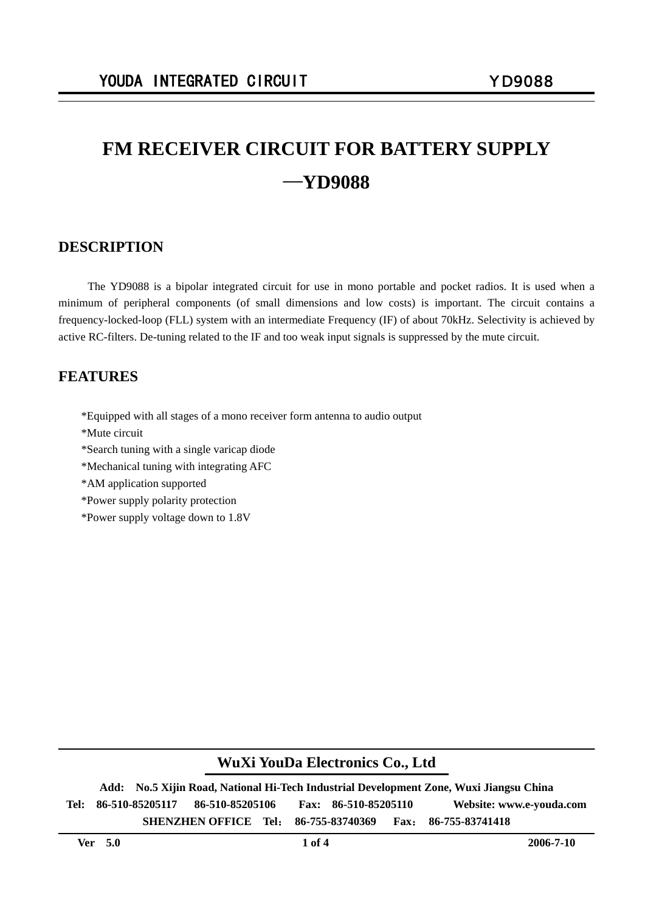# FM RECEIVER CIRCUIT FOR BATTERY SUPPLY —YD9088

## DESCRIPTION

The YD9088 is a bipolar integrated circuit for use in mono portable and pocket radios. It is used when a minimum of peripheral components (of small dimensions and low costs) is important. The circuit contains a frequency-locked-loop (FLL) system with an intermediate Frequency (IF) of about 70kHz. Selectivity is achieved by active RC-filters. De-tuning related to the IF and too weak input signals is suppressed by the mute circuit.

## FEATURES

*Equipped with all stages of a mono receiver form antenna to audio output
*Mute circuit
*Search tuning with a single varicap diode
*Mechanical tuning with integrating AFC
*AM application supported
*Power supply polarity protection
*Power supply voltage down to 1.8V

**WuXi YouDa Electronics Co., Ltd**

**Add: No.5 Xijin Road, National Hi-Tech Industrial Development Zone, Wuxi Jiangsu China**
**Tel: 86-510-85205117 86-510-85205106 Fax: 86-510-85205110 Website: www.e-youda.com**
**SHENZHEN OFFICE Tel：86-755-83740369 Fax：86-755-83741418**

**Ver 5.0** **2006-7-10**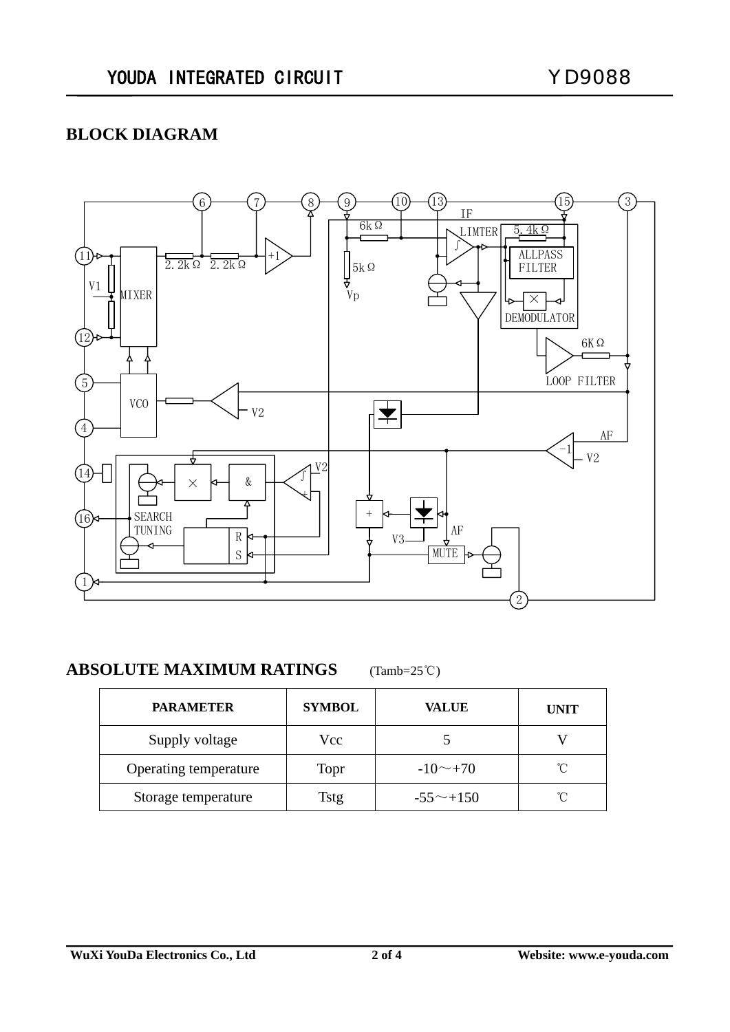## BLOCK DIAGRAM

## ABSOLUTE MAXIMUM RATINGS (Tamb=25℃)

| PARAMETER | SYMBOL | VALUE | UNIT |
|---|---|---|---|
| Supply voltage | Vcc | 5 | V |
| Operating temperature | Topr | -10～+70 | ℃ |
| Storage temperature | Tstg | -55～+150 | ℃ |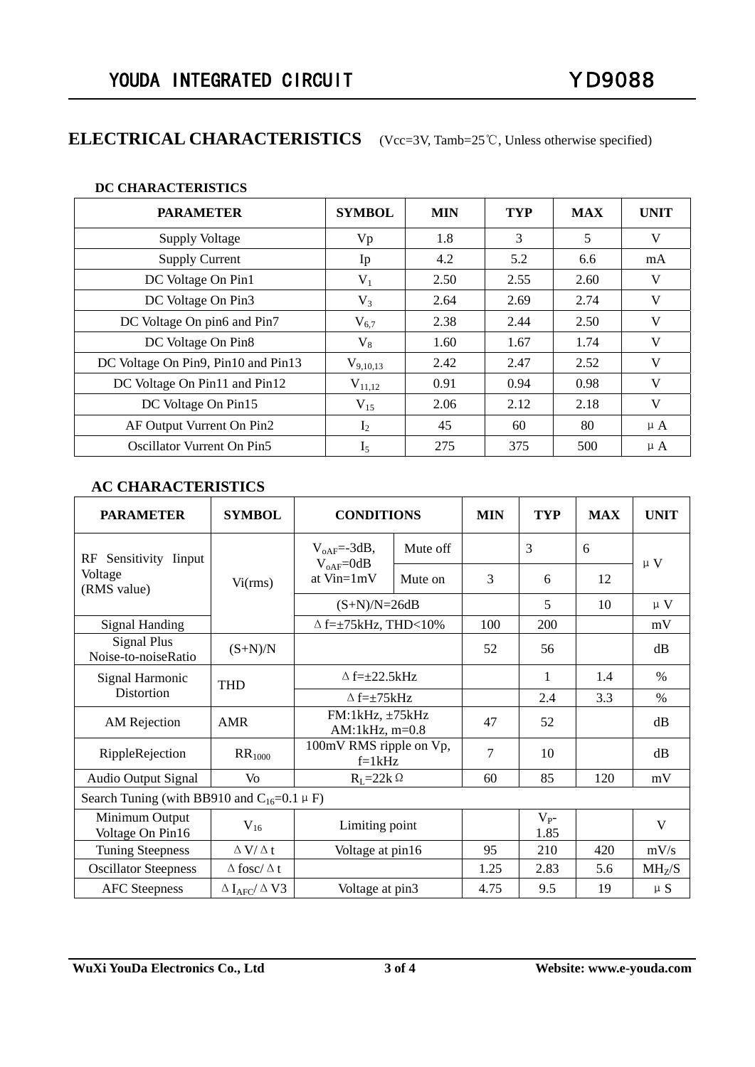## ELECTRICAL CHARACTERISTICS (Vcc=3V, Tamb=25℃, Unless otherwise specified)

### DC CHARACTERISTICS

| PARAMETER | SYMBOL | MIN | TYP | MAX | UNIT |
|---|---|---|---|---|---|
| Supply Voltage | Vp | 1.8 | 3 | 5 | V |
| Supply Current | Ip | 4.2 | 5.2 | 6.6 | mA |
| DC Voltage On Pin1 | $V_1$ | 2.50 | 2.55 | 2.60 | V |
| DC Voltage On Pin3 | $V_3$ | 2.64 | 2.69 | 2.74 | V |
| DC Voltage On pin6 and Pin7 | $V_{6,7}$ | 2.38 | 2.44 | 2.50 | V |
| DC Voltage On Pin8 | $V_8$ | 1.60 | 1.67 | 1.74 | V |
| DC Voltage On Pin9, Pin10 and Pin13 | $V_{9,10,13}$ | 2.42 | 2.47 | 2.52 | V |
| DC Voltage On Pin11 and Pin12 | $V_{11,12}$ | 0.91 | 0.94 | 0.98 | V |
| DC Voltage On Pin15 | $V_{15}$ | 2.06 | 2.12 | 2.18 | V |
| AF Output Vurrent On Pin2 | $I_2$ | 45 | 60 | 80 | μA |
| Oscillator Vurrent On Pin5 | $I_5$ | 275 | 375 | 500 | μA |

### AC CHARACTERISTICS

| PARAMETER | SYMBOL | CONDITIONS | | MIN | TYP | MAX | UNIT |
|---|---|---|---|---|---|---|---|
| RF Sensitivity Iinput Voltage (RMS value) | Vi(rms) | $V_{oAF}$=-3dB, $V_{oAF}$=0dB at Vin=1mV | Mute off | | 3 | 6 | μV |
| | | | Mute on | 3 | 6 | 12 | |
| | | (S+N)/N=26dB | | | 5 | 10 | μV |
| Signal Handing | | Δf=±75kHz, THD<10% | | 100 | 200 | | mV |
| Signal Plus Noise-to-noiseRatio | (S+N)/N | | | 52 | 56 | | dB |
| Signal Harmonic Distortion | THD | Δf=±22.5kHz | | | 1 | 1.4 | % |
| | | Δf=±75kHz | | | 2.4 | 3.3 | % |
| AM Rejection | AMR | FM:1kHz, ±75kHz AM:1kHz, m=0.8 | | 47 | 52 | | dB |
| RippleRejection | $RR_{1000}$ | 100mV RMS ripple on Vp, f=1kHz | | 7 | 10 | | dB |
| Audio Output Signal | Vo | $R_L$=22kΩ | | 60 | 85 | 120 | mV |
| Search Tuning (with BB910 and $C_{16}$=0.1μF) | | | | | | | |
| Minimum Output Voltage On Pin16 | $V_{16}$ | Limiting point | | | $V_P$-1.85 | | V |
| Tuning Steepness | ΔV/Δt | Voltage at pin16 | | 95 | 210 | 420 | mV/s |
| Oscillator Steepness | Δfosc/Δt | | | 1.25 | 2.83 | 5.6 | $MH_Z$/S |
| AFC Steepness | $\Delta I_{AFC}/\Delta V3$ | Voltage at pin3 | | 4.75 | 9.5 | 19 | μS |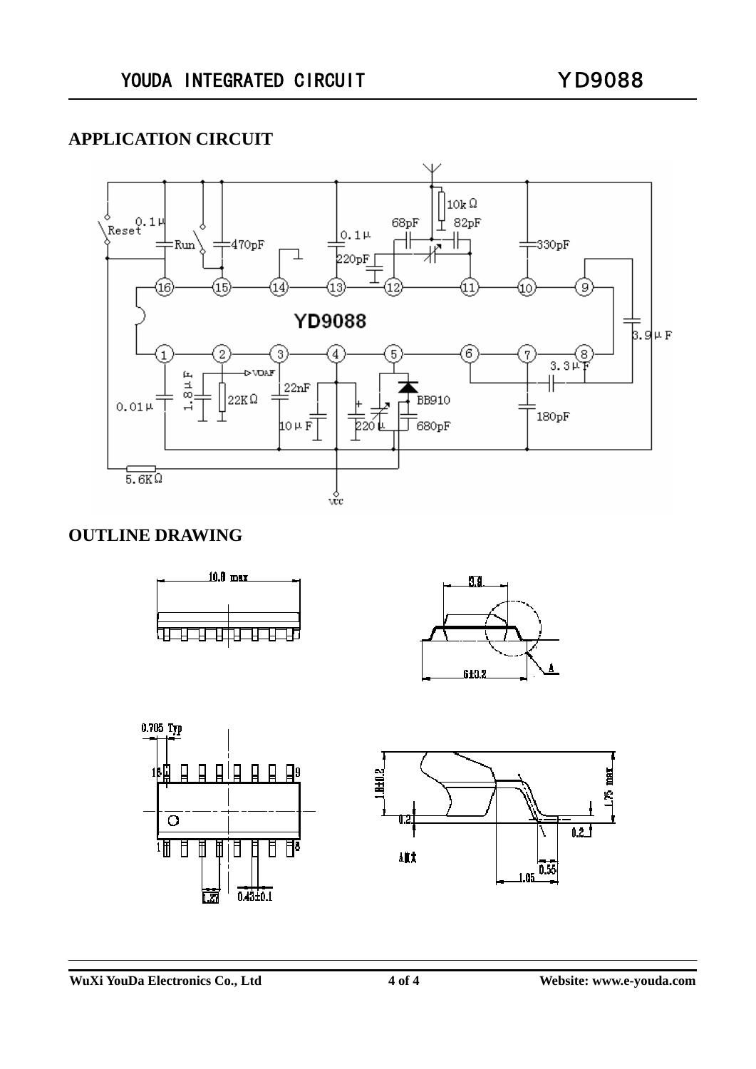## APPLICATION CIRCUIT

Reset
0.1μ
Run
470pF
0.1μ
220pF
68pF
10kΩ
82pF
330pF
16
15
14
13
12
11
10
9
YD9088
3.9μF
1
2
3
4
5
6
7
8
3.3μF
0.01μ
1.8μF
VOAF
22KΩ
22nF
10μF
220μ
BB910
680pF
180pF
5.6KΩ
vcc

## OUTLINE DRAWING

10.0 max
3.9
6±0.2
A
0.705 Typ
16
9
1
8
1.27
0.43±0.1
1.4±0.2
0.2
1.75 max
0.2
A放大
0.55
1.05